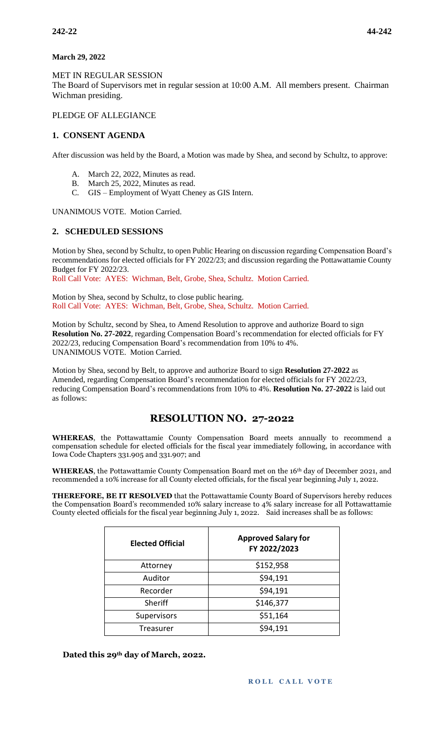**March 29, 2022**

MET IN REGULAR SESSION

The Board of Supervisors met in regular session at 10:00 A.M. All members present. Chairman Wichman presiding.

PLEDGE OF ALLEGIANCE

## 1. CONSENT AGENDA

After discussion was held by the Board, a Motion was made by Shea, and second by Schultz, to approve:

A. March 22, 2022, Minutes as read.
B. March 25, 2022, Minutes as read.
C. GIS – Employment of Wyatt Cheney as GIS Intern.

UNANIMOUS VOTE. Motion Carried.

## 2. SCHEDULED SESSIONS

Motion by Shea, second by Schultz, to open Public Hearing on discussion regarding Compensation Board's recommendations for elected officials for FY 2022/23; and discussion regarding the Pottawattamie County Budget for FY 2022/23.
Roll Call Vote: AYES: Wichman, Belt, Grobe, Shea, Schultz. Motion Carried.

Motion by Shea, second by Schultz, to close public hearing.
Roll Call Vote: AYES: Wichman, Belt, Grobe, Shea, Schultz. Motion Carried.

Motion by Schultz, second by Shea, to Amend Resolution to approve and authorize Board to sign **Resolution No. 27-2022**, regarding Compensation Board's recommendation for elected officials for FY 2022/23, reducing Compensation Board's recommendation from 10% to 4%.
UNANIMOUS VOTE. Motion Carried.

Motion by Shea, second by Belt, to approve and authorize Board to sign **Resolution 27-2022** as Amended, regarding Compensation Board's recommendation for elected officials for FY 2022/23, reducing Compensation Board's recommendations from 10% to 4%. **Resolution No. 27-2022** is laid out as follows:

# RESOLUTION NO. 27-2022

**WHEREAS**, the Pottawattamie County Compensation Board meets annually to recommend a compensation schedule for elected officials for the fiscal year immediately following, in accordance with Iowa Code Chapters 331.905 and 331.907; and

**WHEREAS**, the Pottawattamie County Compensation Board met on the 16th day of December 2021, and recommended a 10% increase for all County elected officials, for the fiscal year beginning July 1, 2022.

**THEREFORE, BE IT RESOLVED** that the Pottawattamie County Board of Supervisors hereby reduces the Compensation Board's recommended 10% salary increase to 4% salary increase for all Pottawattamie County elected officials for the fiscal year beginning July 1, 2022. Said increases shall be as follows:

| Elected Official | Approved Salary for FY 2022/2023 |
|---|---|
| Attorney | $152,958 |
| Auditor | $94,191 |
| Recorder | $94,191 |
| Sheriff | $146,377 |
| Supervisors | $51,164 |
| Treasurer | $94,191 |

**Dated this 29th day of March, 2022.**

**ROLL CALL VOTE**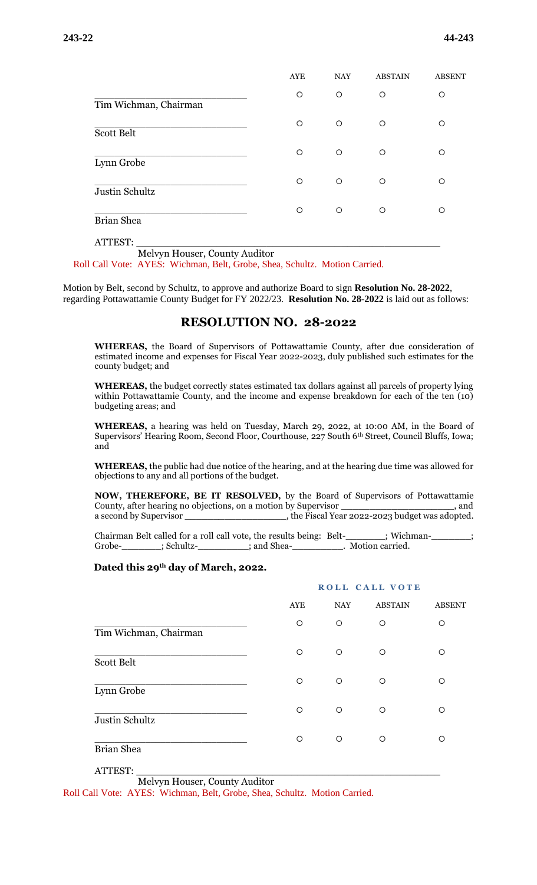| | AYE | NAY | ABSTAIN | ABSENT |
|---|---|---|---|---|
| ____________________ Tim Wichman, Chairman | ○ | ○ | ○ | ○ |
| ____________________ Scott Belt | ○ | ○ | ○ | ○ |
| ____________________ Lynn Grobe | ○ | ○ | ○ | ○ |
| ____________________ Justin Schultz | ○ | ○ | ○ | ○ |
| ____________________ Brian Shea | ○ | ○ | ○ | ○ |

ATTEST: ____________________________________________
Melvyn Houser, County Auditor

Roll Call Vote: AYES: Wichman, Belt, Grobe, Shea, Schultz. Motion Carried.

Motion by Belt, second by Schultz, to approve and authorize Board to sign **Resolution No. 28-2022**, regarding Pottawattamie County Budget for FY 2022/23. **Resolution No. 28-2022** is laid out as follows:

## RESOLUTION NO. 28-2022

**WHEREAS,** the Board of Supervisors of Pottawattamie County, after due consideration of estimated income and expenses for Fiscal Year 2022-2023, duly published such estimates for the county budget; and

**WHEREAS,** the budget correctly states estimated tax dollars against all parcels of property lying within Pottawattamie County, and the income and expense breakdown for each of the ten (10) budgeting areas; and

**WHEREAS,** a hearing was held on Tuesday, March 29, 2022, at 10:00 AM, in the Board of Supervisors' Hearing Room, Second Floor, Courthouse, 227 South 6th Street, Council Bluffs, Iowa; and

**WHEREAS,** the public had due notice of the hearing, and at the hearing due time was allowed for objections to any and all portions of the budget.

**NOW, THEREFORE, BE IT RESOLVED,** by the Board of Supervisors of Pottawattamie County, after hearing no objections, on a motion by Supervisor ____________________, and a second by Supervisor __________________, the Fiscal Year 2022-2023 budget was adopted.

Chairman Belt called for a roll call vote, the results being: Belt-_______; Wichman-_______; Grobe-_______; Schultz-_________; and Shea-_________. Motion carried.

**Dated this 29th day of March, 2022.**

**ROLL CALL VOTE**

| | AYE | NAY | ABSTAIN | ABSENT |
|---|---|---|---|---|
| ____________________ Tim Wichman, Chairman | ○ | ○ | ○ | ○ |
| ____________________ Scott Belt | ○ | ○ | ○ | ○ |
| ____________________ Lynn Grobe | ○ | ○ | ○ | ○ |
| ____________________ Justin Schultz | ○ | ○ | ○ | ○ |
| ____________________ Brian Shea | ○ | ○ | ○ | ○ |

ATTEST: ____________________________________________
Melvyn Houser, County Auditor

Roll Call Vote: AYES: Wichman, Belt, Grobe, Shea, Schultz. Motion Carried.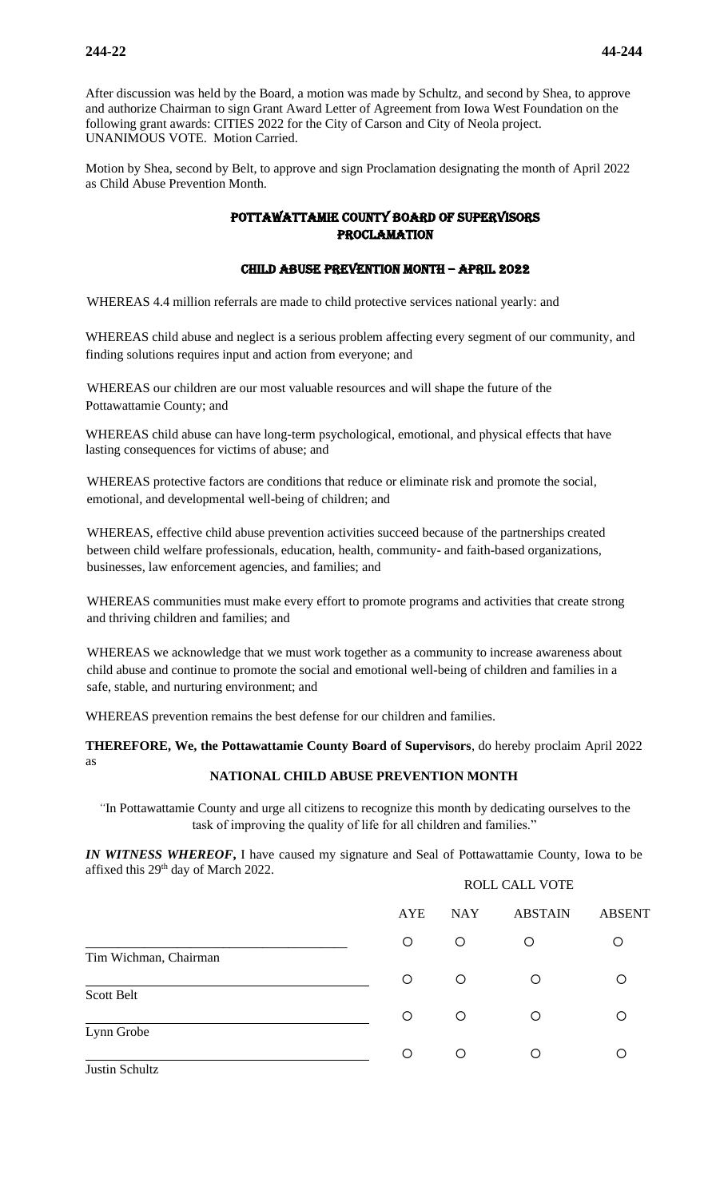After discussion was held by the Board, a motion was made by Schultz, and second by Shea, to approve and authorize Chairman to sign Grant Award Letter of Agreement from Iowa West Foundation on the following grant awards: CITIES 2022 for the City of Carson and City of Neola project. UNANIMOUS VOTE. Motion Carried.

Motion by Shea, second by Belt, to approve and sign Proclamation designating the month of April 2022 as Child Abuse Prevention Month.

## POTTAWATTAMIE COUNTY BOARD OF SUPERVISORS PROCLAMATION

### CHILD ABUSE PREVENTION MONTH – APRIL 2022

WHEREAS 4.4 million referrals are made to child protective services national yearly: and

WHEREAS child abuse and neglect is a serious problem affecting every segment of our community, and finding solutions requires input and action from everyone; and

WHEREAS our children are our most valuable resources and will shape the future of the Pottawattamie County; and

WHEREAS child abuse can have long-term psychological, emotional, and physical effects that have lasting consequences for victims of abuse; and

WHEREAS protective factors are conditions that reduce or eliminate risk and promote the social, emotional, and developmental well-being of children; and

WHEREAS, effective child abuse prevention activities succeed because of the partnerships created between child welfare professionals, education, health, community- and faith-based organizations, businesses, law enforcement agencies, and families; and

WHEREAS communities must make every effort to promote programs and activities that create strong and thriving children and families; and

WHEREAS we acknowledge that we must work together as a community to increase awareness about child abuse and continue to promote the social and emotional well-being of children and families in a safe, stable, and nurturing environment; and

WHEREAS prevention remains the best defense for our children and families.

**THEREFORE, We, the Pottawattamie County Board of Supervisors**, do hereby proclaim April 2022 as

**NATIONAL CHILD ABUSE PREVENTION MONTH**

"In Pottawattamie County and urge all citizens to recognize this month by dedicating ourselves to the task of improving the quality of life for all children and families."

***IN WITNESS WHEREOF***, I have caused my signature and Seal of Pottawattamie County, Iowa to be affixed this 29th day of March 2022.

ROLL CALL VOTE

| | AYE | NAY | ABSTAIN | ABSENT |
|---|---|---|---|---|
| Tim Wichman, Chairman | ○ | ○ | ○ | ○ |
| Scott Belt | ○ | ○ | ○ | ○ |
| Lynn Grobe | ○ | ○ | ○ | ○ |
| Justin Schultz | ○ | ○ | ○ | ○ |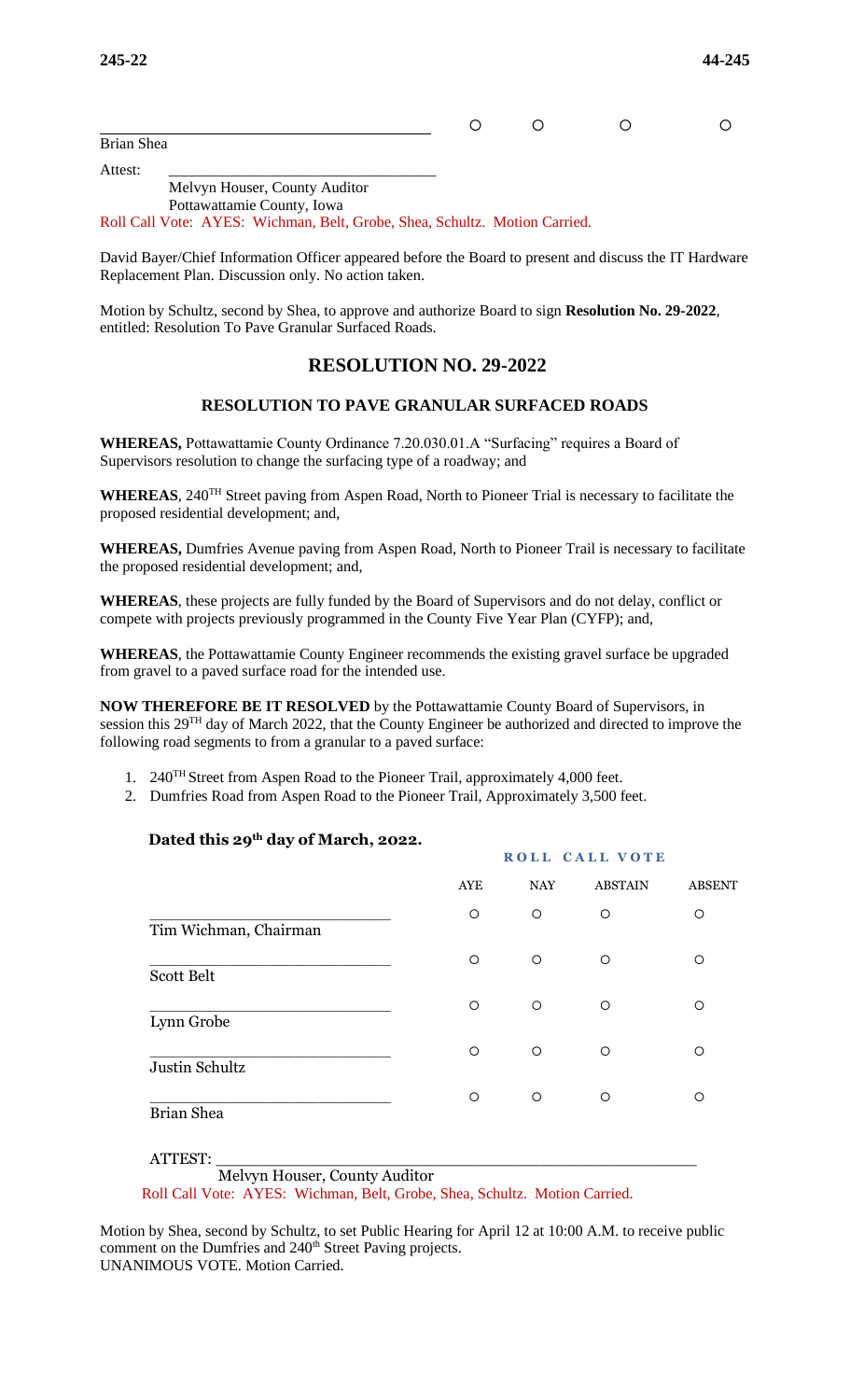| | | | | |
|---|---|---|---|---|
| \_\_\_\_\_\_\_\_\_\_\_\_\_\_\_\_\_\_\_\_\_\_\_\_\_\_\_\_\_\_\_\_\_\_\_\_ Brian Shea | ○ | ○ | ○ | ○ |

Attest: \_\_\_\_\_\_\_\_\_\_\_\_\_\_\_\_\_\_\_\_\_\_\_\_\_\_\_\_\_\_\_\_\_\_

Melvyn Houser, County Auditor
Pottawattamie County, Iowa

Roll Call Vote: AYES: Wichman, Belt, Grobe, Shea, Schultz. Motion Carried.

David Bayer/Chief Information Officer appeared before the Board to present and discuss the IT Hardware Replacement Plan. Discussion only. No action taken.

Motion by Schultz, second by Shea, to approve and authorize Board to sign **Resolution No. 29-2022**, entitled: Resolution To Pave Granular Surfaced Roads.

## RESOLUTION NO. 29-2022

### RESOLUTION TO PAVE GRANULAR SURFACED ROADS

**WHEREAS,** Pottawattamie County Ordinance 7.20.030.01.A "Surfacing" requires a Board of Supervisors resolution to change the surfacing type of a roadway; and

**WHEREAS**, 240TH Street paving from Aspen Road, North to Pioneer Trial is necessary to facilitate the proposed residential development; and,

**WHEREAS,** Dumfries Avenue paving from Aspen Road, North to Pioneer Trail is necessary to facilitate the proposed residential development; and,

**WHEREAS**, these projects are fully funded by the Board of Supervisors and do not delay, conflict or compete with projects previously programmed in the County Five Year Plan (CYFP); and,

**WHEREAS**, the Pottawattamie County Engineer recommends the existing gravel surface be upgraded from gravel to a paved surface road for the intended use.

**NOW THEREFORE BE IT RESOLVED** by the Pottawattamie County Board of Supervisors, in session this 29TH day of March 2022, that the County Engineer be authorized and directed to improve the following road segments to from a granular to a paved surface:

1. 240TH Street from Aspen Road to the Pioneer Trail, approximately 4,000 feet.
2. Dumfries Road from Aspen Road to the Pioneer Trail, Approximately 3,500 feet.

**Dated this 29th day of March, 2022.**

| ROLL CALL VOTE | AYE | NAY | ABSTAIN | ABSENT |
|---|---|---|---|---|
| \_\_\_\_\_\_\_\_\_\_\_\_\_\_\_\_\_\_\_\_\_\_\_\_\_\_ Tim Wichman, Chairman | ○ | ○ | ○ | ○ |
| \_\_\_\_\_\_\_\_\_\_\_\_\_\_\_\_\_\_\_\_\_\_\_\_\_\_ Scott Belt | ○ | ○ | ○ | ○ |
| \_\_\_\_\_\_\_\_\_\_\_\_\_\_\_\_\_\_\_\_\_\_\_\_\_\_ Lynn Grobe | ○ | ○ | ○ | ○ |
| \_\_\_\_\_\_\_\_\_\_\_\_\_\_\_\_\_\_\_\_\_\_\_\_\_\_ Justin Schultz | ○ | ○ | ○ | ○ |
| \_\_\_\_\_\_\_\_\_\_\_\_\_\_\_\_\_\_\_\_\_\_\_\_\_\_ Brian Shea | ○ | ○ | ○ | ○ |

ATTEST: \_\_\_\_\_\_\_\_\_\_\_\_\_\_\_\_\_\_\_\_\_\_\_\_\_\_\_\_\_\_\_\_\_\_\_\_\_\_\_\_\_\_\_\_\_\_\_\_\_\_\_\_\_\_

Melvyn Houser, County Auditor

Roll Call Vote: AYES: Wichman, Belt, Grobe, Shea, Schultz. Motion Carried.

Motion by Shea, second by Schultz, to set Public Hearing for April 12 at 10:00 A.M. to receive public comment on the Dumfries and 240th Street Paving projects.
UNANIMOUS VOTE. Motion Carried.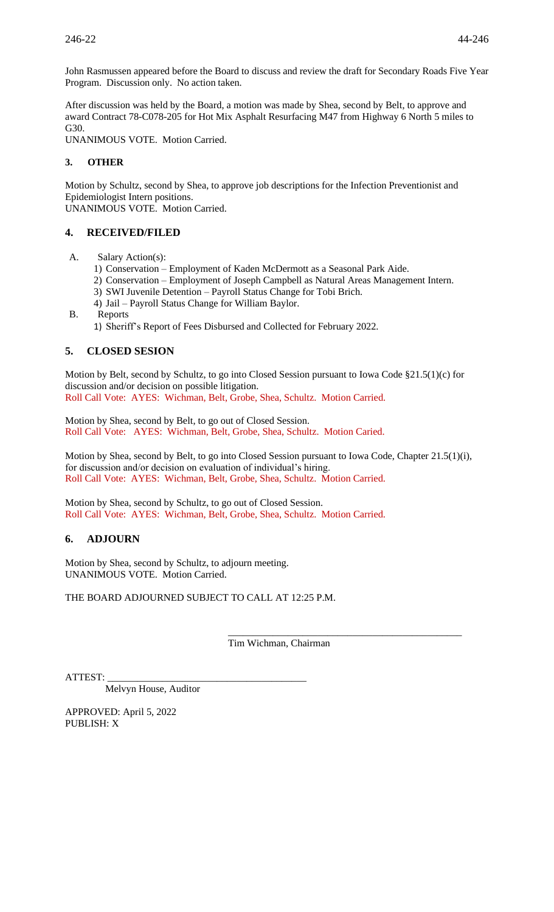John Rasmussen appeared before the Board to discuss and review the draft for Secondary Roads Five Year Program. Discussion only. No action taken.

After discussion was held by the Board, a motion was made by Shea, second by Belt, to approve and award Contract 78-C078-205 for Hot Mix Asphalt Resurfacing M47 from Highway 6 North 5 miles to G30.
UNANIMOUS VOTE. Motion Carried.

### 3. OTHER

Motion by Schultz, second by Shea, to approve job descriptions for the Infection Preventionist and Epidemiologist Intern positions.
UNANIMOUS VOTE. Motion Carried.

### 4. RECEIVED/FILED

A. Salary Action(s):
   1) Conservation – Employment of Kaden McDermott as a Seasonal Park Aide.
   2) Conservation – Employment of Joseph Campbell as Natural Areas Management Intern.
   3) SWI Juvenile Detention – Payroll Status Change for Tobi Brich.
   4) Jail – Payroll Status Change for William Baylor.

B. Reports
   1) Sheriff's Report of Fees Disbursed and Collected for February 2022.

### 5. CLOSED SESION

Motion by Belt, second by Schultz, to go into Closed Session pursuant to Iowa Code §21.5(1)(c) for discussion and/or decision on possible litigation.
Roll Call Vote: AYES: Wichman, Belt, Grobe, Shea, Schultz. Motion Carried.

Motion by Shea, second by Belt, to go out of Closed Session.
Roll Call Vote: AYES: Wichman, Belt, Grobe, Shea, Schultz. Motion Caried.

Motion by Shea, second by Belt, to go into Closed Session pursuant to Iowa Code, Chapter 21.5(1)(i), for discussion and/or decision on evaluation of individual's hiring.
Roll Call Vote: AYES: Wichman, Belt, Grobe, Shea, Schultz. Motion Carried.

Motion by Shea, second by Schultz, to go out of Closed Session.
Roll Call Vote: AYES: Wichman, Belt, Grobe, Shea, Schultz. Motion Carried.

### 6. ADJOURN

Motion by Shea, second by Schultz, to adjourn meeting.
UNANIMOUS VOTE. Motion Carried.

THE BOARD ADJOURNED SUBJECT TO CALL AT 12:25 P.M.

_______________________________________________
Tim Wichman, Chairman

ATTEST: _______________________________________
Melvyn House, Auditor

APPROVED: April 5, 2022
PUBLISH: X